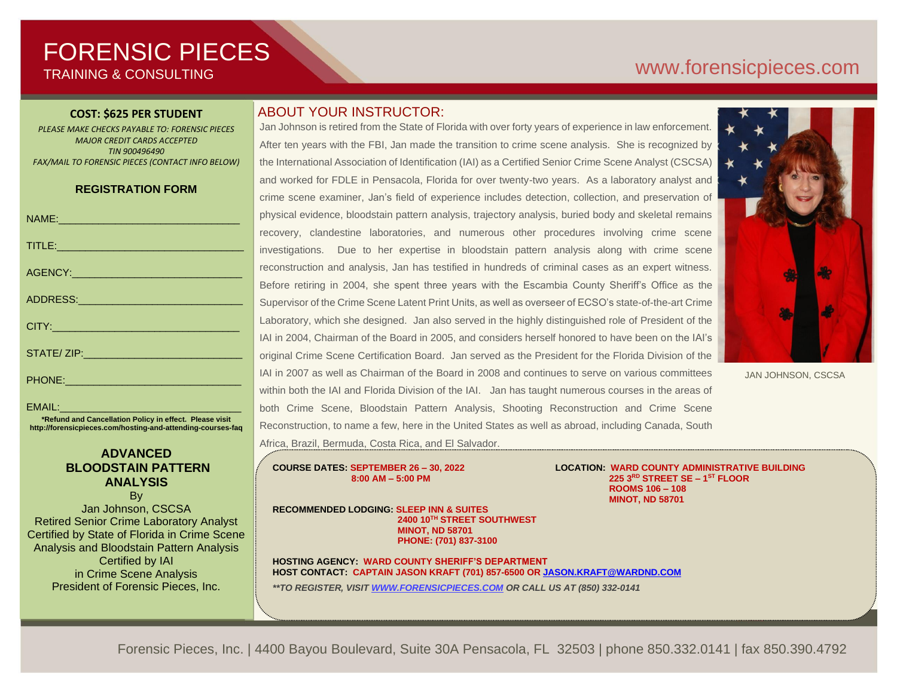# FORENSIC PIECES

TRAINING & CONSULTING

www.forensicpieces.com

**COST: $625 PER STUDENT**

*PLEASE MAKE CHECKS PAYABLE TO: FORENSIC PIECES*
*MAJOR CREDIT CARDS ACCEPTED*
*TIN 900496490*
*FAX/MAIL TO FORENSIC PIECES (CONTACT INFO BELOW)*

**REGISTRATION FORM**

NAME:______________________________

TITLE:______________________________

AGENCY:____________________________

ADDRESS:___________________________

CITY:_______________________________

STATE/ ZIP:__________________________

PHONE:_____________________________

EMAIL:______________________________

**\*Refund and Cancellation Policy in effect. Please visit http://forensicpieces.com/hosting-and-attending-courses-faq**

## ADVANCED BLOODSTAIN PATTERN ANALYSIS

By
Jan Johnson, CSCSA
Retired Senior Crime Laboratory Analyst
Certified by State of Florida in Crime Scene Analysis and Bloodstain Pattern Analysis
Certified by IAI
in Crime Scene Analysis
President of Forensic Pieces, Inc.

## ABOUT YOUR INSTRUCTOR:

Jan Johnson is retired from the State of Florida with over forty years of experience in law enforcement. After ten years with the FBI, Jan made the transition to crime scene analysis. She is recognized by the International Association of Identification (IAI) as a Certified Senior Crime Scene Analyst (CSCSA) and worked for FDLE in Pensacola, Florida for over twenty-two years. As a laboratory analyst and crime scene examiner, Jan's field of experience includes detection, collection, and preservation of physical evidence, bloodstain pattern analysis, trajectory analysis, buried body and skeletal remains recovery, clandestine laboratories, and numerous other procedures involving crime scene investigations. Due to her expertise in bloodstain pattern analysis along with crime scene reconstruction and analysis, Jan has testified in hundreds of criminal cases as an expert witness. Before retiring in 2004, she spent three years with the Escambia County Sheriff's Office as the Supervisor of the Crime Scene Latent Print Units, as well as overseer of ECSO's state-of-the-art Crime Laboratory, which she designed. Jan also served in the highly distinguished role of President of the IAI in 2004, Chairman of the Board in 2005, and considers herself honored to have been on the IAI's original Crime Scene Certification Board. Jan served as the President for the Florida Division of the IAI in 2007 as well as Chairman of the Board in 2008 and continues to serve on various committees within both the IAI and Florida Division of the IAI. Jan has taught numerous courses in the areas of both Crime Scene, Bloodstain Pattern Analysis, Shooting Reconstruction and Crime Scene Reconstruction, to name a few, here in the United States as well as abroad, including Canada, South Africa, Brazil, Bermuda, Costa Rica, and El Salvador.

JAN JOHNSON, CSCSA

**COURSE DATES: SEPTEMBER 26 – 30, 2022**
**8:00 AM – 5:00 PM**

**LOCATION: WARD COUNTY ADMINISTRATIVE BUILDING**
**225 3RD STREET SE – 1ST FLOOR**
**ROOMS 106 – 108**
**MINOT, ND 58701**

**RECOMMENDED LODGING: SLEEP INN & SUITES**
**2400 10TH STREET SOUTHWEST**
**MINOT, ND 58701**
**PHONE: (701) 837-3100**

**HOSTING AGENCY: WARD COUNTY SHERIFF'S DEPARTMENT**
**HOST CONTACT: CAPTAIN JASON KRAFT (701) 857-6500 OR JASON.KRAFT@WARDND.COM**

***\*\*TO REGISTER, VISIT WWW.FORENSICPIECES.COM OR CALL US AT (850) 332-0141***

Forensic Pieces, Inc. | 4400 Bayou Boulevard, Suite 30A Pensacola, FL 32503 | phone 850.332.0141 | fax 850.390.4792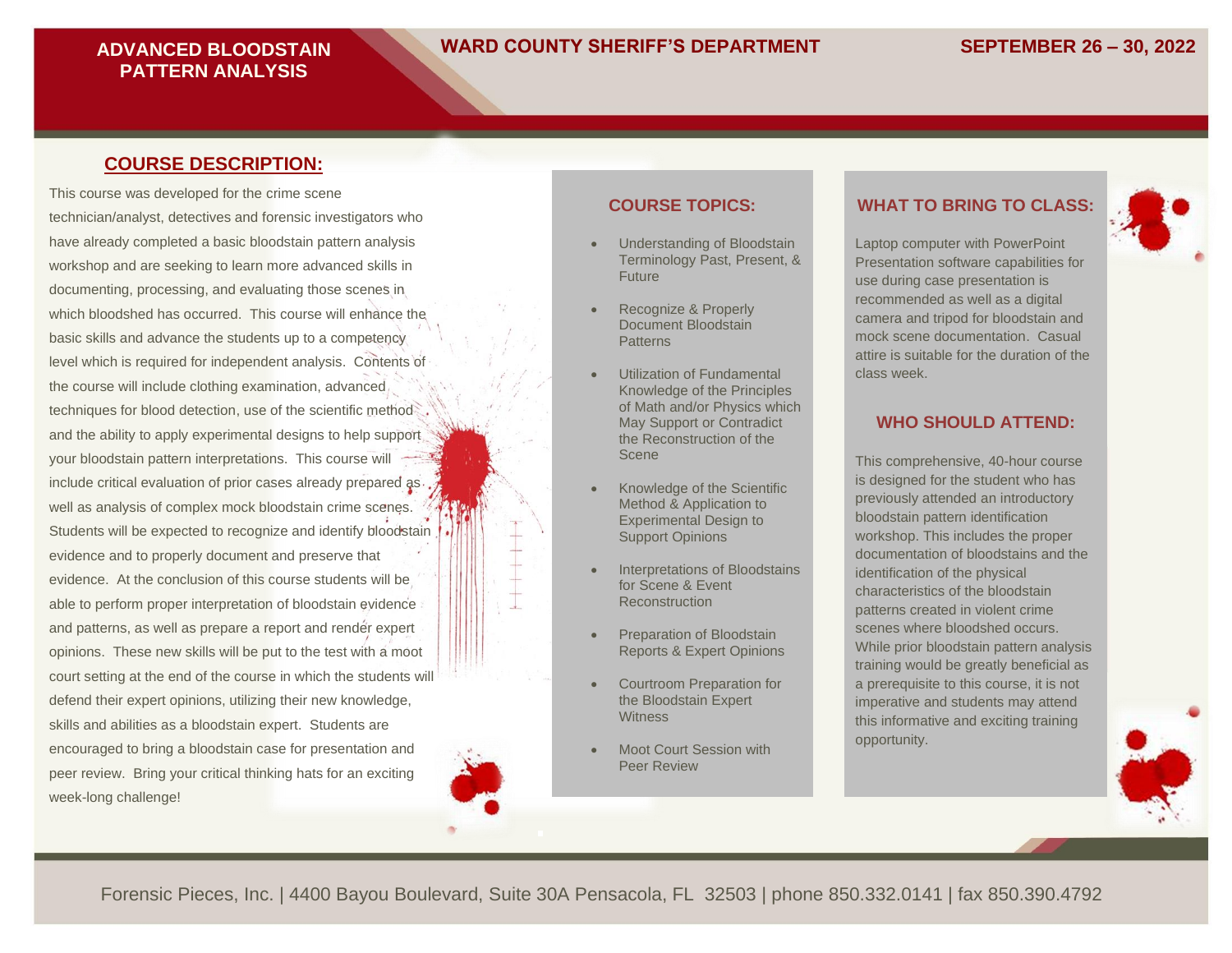**ADVANCED BLOODSTAIN PATTERN ANALYSIS**

**WARD COUNTY SHERIFF'S DEPARTMENT**

**SEPTEMBER 26 – 30, 2022**

## COURSE DESCRIPTION:

This course was developed for the crime scene technician/analyst, detectives and forensic investigators who have already completed a basic bloodstain pattern analysis workshop and are seeking to learn more advanced skills in documenting, processing, and evaluating those scenes in which bloodshed has occurred. This course will enhance the basic skills and advance the students up to a competency level which is required for independent analysis. Contents of the course will include clothing examination, advanced techniques for blood detection, use of the scientific method and the ability to apply experimental designs to help support your bloodstain pattern interpretations. This course will include critical evaluation of prior cases already prepared as well as analysis of complex mock bloodstain crime scenes. Students will be expected to recognize and identify bloodstain evidence and to properly document and preserve that evidence. At the conclusion of this course students will be able to perform proper interpretation of bloodstain evidence and patterns, as well as prepare a report and render expert opinions. These new skills will be put to the test with a moot court setting at the end of the course in which the students will defend their expert opinions, utilizing their new knowledge, skills and abilities as a bloodstain expert. Students are encouraged to bring a bloodstain case for presentation and peer review. Bring your critical thinking hats for an exciting week-long challenge!

## COURSE TOPICS:

- Understanding of Bloodstain Terminology Past, Present, & Future
- Recognize & Properly Document Bloodstain Patterns
- Utilization of Fundamental Knowledge of the Principles of Math and/or Physics which May Support or Contradict the Reconstruction of the Scene
- Knowledge of the Scientific Method & Application to Experimental Design to Support Opinions
- Interpretations of Bloodstains for Scene & Event Reconstruction
- Preparation of Bloodstain Reports & Expert Opinions
- Courtroom Preparation for the Bloodstain Expert Witness
- Moot Court Session with Peer Review

## WHAT TO BRING TO CLASS:

Laptop computer with PowerPoint Presentation software capabilities for use during case presentation is recommended as well as a digital camera and tripod for bloodstain and mock scene documentation. Casual attire is suitable for the duration of the class week.

## WHO SHOULD ATTEND:

This comprehensive, 40-hour course is designed for the student who has previously attended an introductory bloodstain pattern identification workshop. This includes the proper documentation of bloodstains and the identification of the physical characteristics of the bloodstain patterns created in violent crime scenes where bloodshed occurs. While prior bloodstain pattern analysis training would be greatly beneficial as a prerequisite to this course, it is not imperative and students may attend this informative and exciting training opportunity.

Forensic Pieces, Inc. | 4400 Bayou Boulevard, Suite 30A Pensacola, FL 32503 | phone 850.332.0141 | fax 850.390.4792